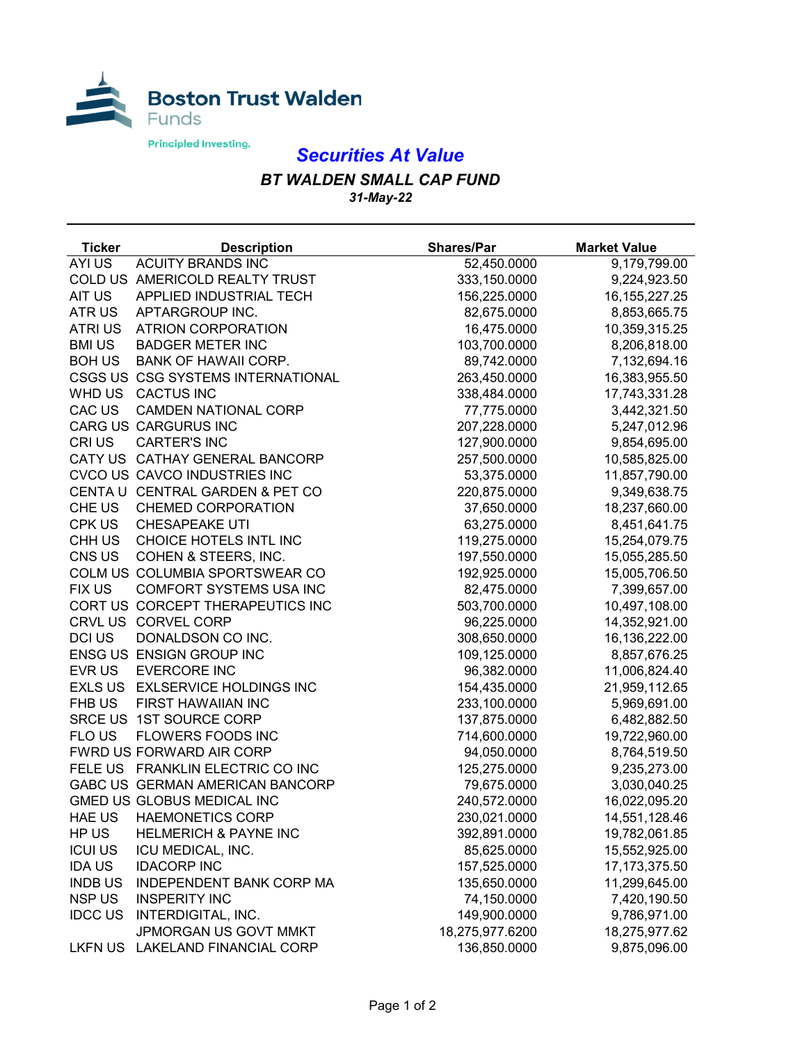Boston Trust Walden Funds

Principled Investing.

# Securities At Value

## BT WALDEN SMALL CAP FUND

*31-May-22*

| Ticker | Description | Shares/Par | Market Value |
|---|---|---|---|
| AYI US | ACUITY BRANDS INC | 52,450.0000 | 9,179,799.00 |
| COLD US | AMERICOLD REALTY TRUST | 333,150.0000 | 9,224,923.50 |
| AIT US | APPLIED INDUSTRIAL TECH | 156,225.0000 | 16,155,227.25 |
| ATR US | APTARGROUP INC. | 82,675.0000 | 8,853,665.75 |
| ATRI US | ATRION CORPORATION | 16,475.0000 | 10,359,315.25 |
| BMI US | BADGER METER INC | 103,700.0000 | 8,206,818.00 |
| BOH US | BANK OF HAWAII CORP. | 89,742.0000 | 7,132,694.16 |
| CSGS US | CSG SYSTEMS INTERNATIONAL | 263,450.0000 | 16,383,955.50 |
| WHD US | CACTUS INC | 338,484.0000 | 17,743,331.28 |
| CAC US | CAMDEN NATIONAL CORP | 77,775.0000 | 3,442,321.50 |
| CARG US | CARGURUS INC | 207,228.0000 | 5,247,012.96 |
| CRI US | CARTER'S INC | 127,900.0000 | 9,854,695.00 |
| CATY US | CATHAY GENERAL BANCORP | 257,500.0000 | 10,585,825.00 |
| CVCO US | CAVCO INDUSTRIES INC | 53,375.0000 | 11,857,790.00 |
| CENTA U | CENTRAL GARDEN & PET CO | 220,875.0000 | 9,349,638.75 |
| CHE US | CHEMED CORPORATION | 37,650.0000 | 18,237,660.00 |
| CPK US | CHESAPEAKE UTI | 63,275.0000 | 8,451,641.75 |
| CHH US | CHOICE HOTELS INTL INC | 119,275.0000 | 15,254,079.75 |
| CNS US | COHEN & STEERS, INC. | 197,550.0000 | 15,055,285.50 |
| COLM US | COLUMBIA SPORTSWEAR CO | 192,925.0000 | 15,005,706.50 |
| FIX US | COMFORT SYSTEMS USA INC | 82,475.0000 | 7,399,657.00 |
| CORT US | CORCEPT THERAPEUTICS INC | 503,700.0000 | 10,497,108.00 |
| CRVL US | CORVEL CORP | 96,225.0000 | 14,352,921.00 |
| DCI US | DONALDSON CO INC. | 308,650.0000 | 16,136,222.00 |
| ENSG US | ENSIGN GROUP INC | 109,125.0000 | 8,857,676.25 |
| EVR US | EVERCORE INC | 96,382.0000 | 11,006,824.40 |
| EXLS US | EXLSERVICE HOLDINGS INC | 154,435.0000 | 21,959,112.65 |
| FHB US | FIRST HAWAIIAN INC | 233,100.0000 | 5,969,691.00 |
| SRCE US | 1ST SOURCE CORP | 137,875.0000 | 6,482,882.50 |
| FLO US | FLOWERS FOODS INC | 714,600.0000 | 19,722,960.00 |
| FWRD US | FORWARD AIR CORP | 94,050.0000 | 8,764,519.50 |
| FELE US | FRANKLIN ELECTRIC CO INC | 125,275.0000 | 9,235,273.00 |
| GABC US | GERMAN AMERICAN BANCORP | 79,675.0000 | 3,030,040.25 |
| GMED US | GLOBUS MEDICAL INC | 240,572.0000 | 16,022,095.20 |
| HAE US | HAEMONETICS CORP | 230,021.0000 | 14,551,128.46 |
| HP US | HELMERICH & PAYNE INC | 392,891.0000 | 19,782,061.85 |
| ICUI US | ICU MEDICAL, INC. | 85,625.0000 | 15,552,925.00 |
| IDA US | IDACORP INC | 157,525.0000 | 17,173,375.50 |
| INDB US | INDEPENDENT BANK CORP MA | 135,650.0000 | 11,299,645.00 |
| NSP US | INSPERITY INC | 74,150.0000 | 7,420,190.50 |
| IDCC US | INTERDIGITAL, INC. | 149,900.0000 | 9,786,971.00 |
| | JPMORGAN US GOVT MMKT | 18,275,977.6200 | 18,275,977.62 |
| LKFN US | LAKELAND FINANCIAL CORP | 136,850.0000 | 9,875,096.00 |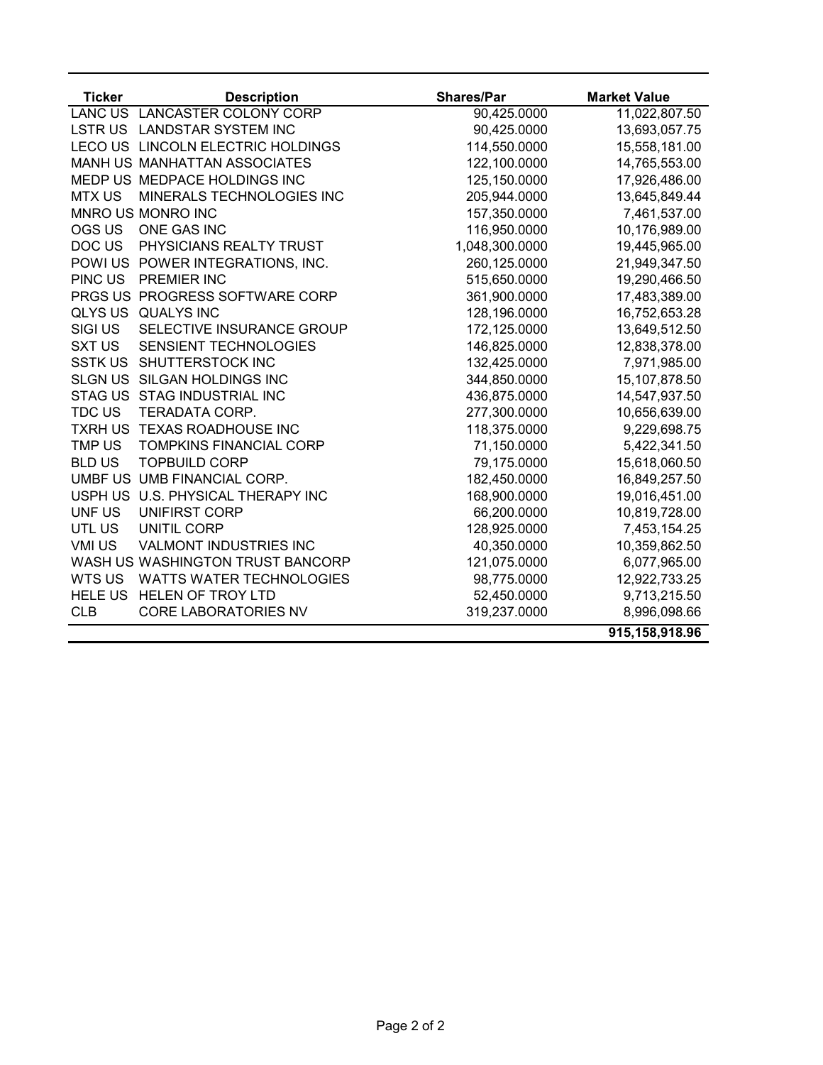| Ticker | Description | Shares/Par | Market Value |
|---|---|---|---|
| LANC US | LANCASTER COLONY CORP | 90,425.0000 | 11,022,807.50 |
| LSTR US | LANDSTAR SYSTEM INC | 90,425.0000 | 13,693,057.75 |
| LECO US | LINCOLN ELECTRIC HOLDINGS | 114,550.0000 | 15,558,181.00 |
| MANH US | MANHATTAN ASSOCIATES | 122,100.0000 | 14,765,553.00 |
| MEDP US | MEDPACE HOLDINGS INC | 125,150.0000 | 17,926,486.00 |
| MTX US | MINERALS TECHNOLOGIES INC | 205,944.0000 | 13,645,849.44 |
| MNRO US | MONRO INC | 157,350.0000 | 7,461,537.00 |
| OGS US | ONE GAS INC | 116,950.0000 | 10,176,989.00 |
| DOC US | PHYSICIANS REALTY TRUST | 1,048,300.0000 | 19,445,965.00 |
| POWI US | POWER INTEGRATIONS, INC. | 260,125.0000 | 21,949,347.50 |
| PINC US | PREMIER INC | 515,650.0000 | 19,290,466.50 |
| PRGS US | PROGRESS SOFTWARE CORP | 361,900.0000 | 17,483,389.00 |
| QLYS US | QUALYS INC | 128,196.0000 | 16,752,653.28 |
| SIGI US | SELECTIVE INSURANCE GROUP | 172,125.0000 | 13,649,512.50 |
| SXT US | SENSIENT TECHNOLOGIES | 146,825.0000 | 12,838,378.00 |
| SSTK US | SHUTTERSTOCK INC | 132,425.0000 | 7,971,985.00 |
| SLGN US | SILGAN HOLDINGS INC | 344,850.0000 | 15,107,878.50 |
| STAG US | STAG INDUSTRIAL INC | 436,875.0000 | 14,547,937.50 |
| TDC US | TERADATA CORP. | 277,300.0000 | 10,656,639.00 |
| TXRH US | TEXAS ROADHOUSE INC | 118,375.0000 | 9,229,698.75 |
| TMP US | TOMPKINS FINANCIAL CORP | 71,150.0000 | 5,422,341.50 |
| BLD US | TOPBUILD CORP | 79,175.0000 | 15,618,060.50 |
| UMBF US | UMB FINANCIAL CORP. | 182,450.0000 | 16,849,257.50 |
| USPH US | U.S. PHYSICAL THERAPY INC | 168,900.0000 | 19,016,451.00 |
| UNF US | UNIFIRST CORP | 66,200.0000 | 10,819,728.00 |
| UTL US | UNITIL CORP | 128,925.0000 | 7,453,154.25 |
| VMI US | VALMONT INDUSTRIES INC | 40,350.0000 | 10,359,862.50 |
| WASH US | WASHINGTON TRUST BANCORP | 121,075.0000 | 6,077,965.00 |
| WTS US | WATTS WATER TECHNOLOGIES | 98,775.0000 | 12,922,733.25 |
| HELE US | HELEN OF TROY LTD | 52,450.0000 | 9,713,215.50 |
| CLB | CORE LABORATORIES NV | 319,237.0000 | 8,996,098.66 |
| | | | **915,158,918.96** |